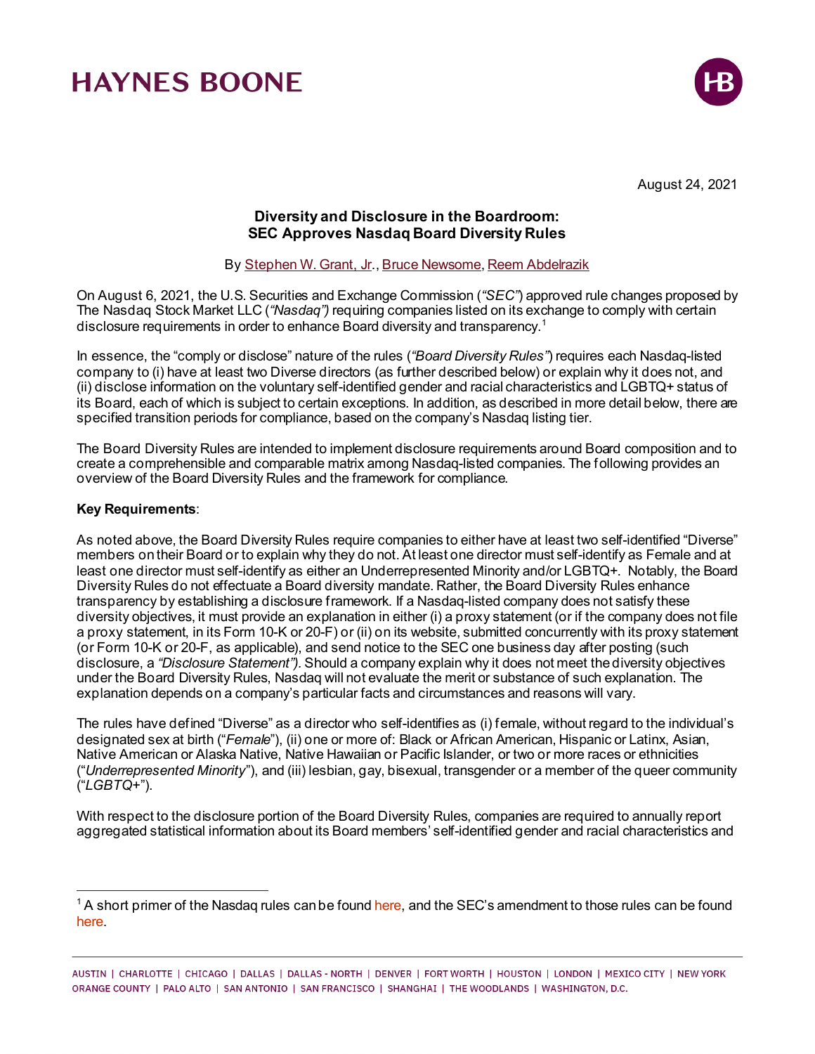HAYNES BOONE

August 24, 2021

## Diversity and Disclosure in the Boardroom: SEC Approves Nasdaq Board Diversity Rules

By Stephen W. Grant, Jr., Bruce Newsome, Reem Abdelrazik

On August 6, 2021, the U.S. Securities and Exchange Commission (*"SEC"*) approved rule changes proposed by The Nasdaq Stock Market LLC (*"Nasdaq")* requiring companies listed on its exchange to comply with certain disclosure requirements in order to enhance Board diversity and transparency.[1]

In essence, the "comply or disclose" nature of the rules (*"Board Diversity Rules"*) requires each Nasdaq-listed company to (i) have at least two Diverse directors (as further described below) or explain why it does not, and (ii) disclose information on the voluntary self-identified gender and racial characteristics and LGBTQ+ status of its Board, each of which is subject to certain exceptions. In addition, as described in more detail below, there are specified transition periods for compliance, based on the company's Nasdaq listing tier.

The Board Diversity Rules are intended to implement disclosure requirements around Board composition and to create a comprehensible and comparable matrix among Nasdaq-listed companies. The following provides an overview of the Board Diversity Rules and the framework for compliance.

**Key Requirements**:

As noted above, the Board Diversity Rules require companies to either have at least two self-identified "Diverse" members on their Board or to explain why they do not. At least one director must self-identify as Female and at least one director must self-identify as either an Underrepresented Minority and/or LGBTQ+. Notably, the Board Diversity Rules do not effectuate a Board diversity mandate. Rather, the Board Diversity Rules enhance transparency by establishing a disclosure framework. If a Nasdaq-listed company does not satisfy these diversity objectives, it must provide an explanation in either (i) a proxy statement (or if the company does not file a proxy statement, in its Form 10-K or 20-F) or (ii) on its website, submitted concurrently with its proxy statement (or Form 10-K or 20-F, as applicable), and send notice to the SEC one business day after posting (such disclosure, a *"Disclosure Statement")*. Should a company explain why it does not meet the diversity objectives under the Board Diversity Rules, Nasdaq will not evaluate the merit or substance of such explanation. The explanation depends on a company's particular facts and circumstances and reasons will vary.

The rules have defined "Diverse" as a director who self-identifies as (i) female, without regard to the individual's designated sex at birth ("*Female*"), (ii) one or more of: Black or African American, Hispanic or Latinx, Asian, Native American or Alaska Native, Native Hawaiian or Pacific Islander, or two or more races or ethnicities ("*Underrepresented Minority*"), and (iii) lesbian, gay, bisexual, transgender or a member of the queer community ("*LGBTQ+*").

With respect to the disclosure portion of the Board Diversity Rules, companies are required to annually report aggregated statistical information about its Board members' self-identified gender and racial characteristics and

[1] A short primer of the Nasdaq rules can be found here, and the SEC's amendment to those rules can be found here.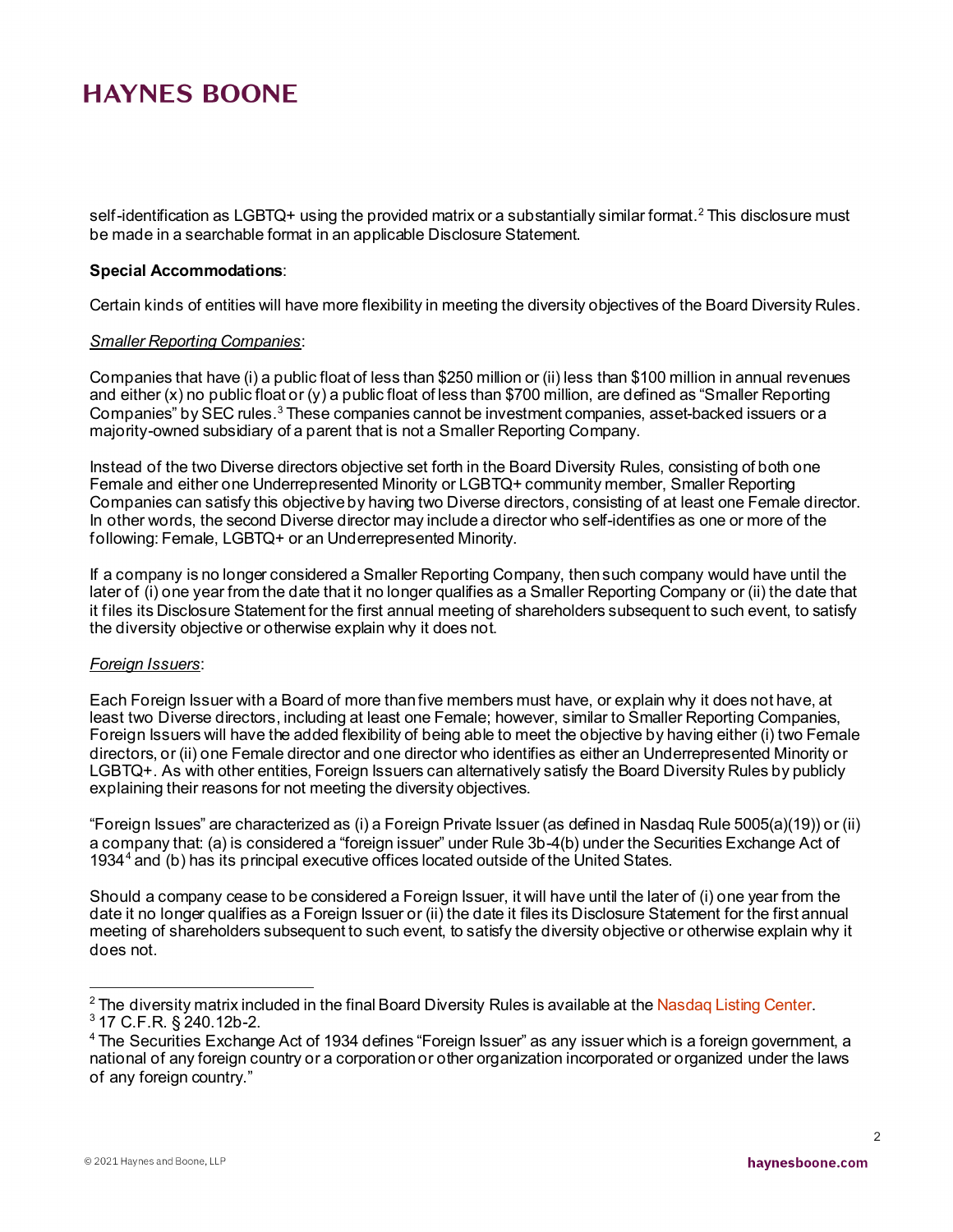self-identification as LGBTQ+ using the provided matrix or a substantially similar format.[2] This disclosure must be made in a searchable format in an applicable Disclosure Statement.

**Special Accommodations**:

Certain kinds of entities will have more flexibility in meeting the diversity objectives of the Board Diversity Rules.

*Smaller Reporting Companies*:

Companies that have (i) a public float of less than $250 million or (ii) less than $100 million in annual revenues and either (x) no public float or (y) a public float of less than $700 million, are defined as "Smaller Reporting Companies" by SEC rules.[3] These companies cannot be investment companies, asset-backed issuers or a majority-owned subsidiary of a parent that is not a Smaller Reporting Company.

Instead of the two Diverse directors objective set forth in the Board Diversity Rules, consisting of both one Female and either one Underrepresented Minority or LGBTQ+ community member, Smaller Reporting Companies can satisfy this objective by having two Diverse directors, consisting of at least one Female director. In other words, the second Diverse director may include a director who self-identifies as one or more of the following: Female, LGBTQ+ or an Underrepresented Minority.

If a company is no longer considered a Smaller Reporting Company, then such company would have until the later of (i) one year from the date that it no longer qualifies as a Smaller Reporting Company or (ii) the date that it files its Disclosure Statement for the first annual meeting of shareholders subsequent to such event, to satisfy the diversity objective or otherwise explain why it does not.

*Foreign Issuers*:

Each Foreign Issuer with a Board of more than five members must have, or explain why it does not have, at least two Diverse directors, including at least one Female; however, similar to Smaller Reporting Companies, Foreign Issuers will have the added flexibility of being able to meet the objective by having either (i) two Female directors, or (ii) one Female director and one director who identifies as either an Underrepresented Minority or LGBTQ+. As with other entities, Foreign Issuers can alternatively satisfy the Board Diversity Rules by publicly explaining their reasons for not meeting the diversity objectives.

"Foreign Issues" are characterized as (i) a Foreign Private Issuer (as defined in Nasdaq Rule 5005(a)(19)) or (ii) a company that: (a) is considered a "foreign issuer" under Rule 3b-4(b) under the Securities Exchange Act of 1934[4] and (b) has its principal executive offices located outside of the United States.

Should a company cease to be considered a Foreign Issuer, it will have until the later of (i) one year from the date it no longer qualifies as a Foreign Issuer or (ii) the date it files its Disclosure Statement for the first annual meeting of shareholders subsequent to such event, to satisfy the diversity objective or otherwise explain why it does not.

---

[2] The diversity matrix included in the final Board Diversity Rules is available at the Nasdaq Listing Center.

[3] 17 C.F.R. § 240.12b-2.

[4] The Securities Exchange Act of 1934 defines "Foreign Issuer" as any issuer which is a foreign government, a national of any foreign country or a corporation or other organization incorporated or organized under the laws of any foreign country."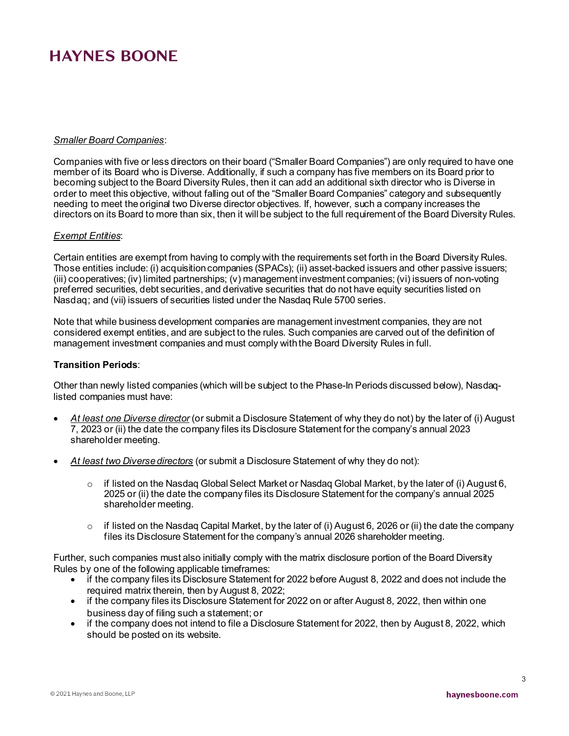*Smaller Board Companies*:

Companies with five or less directors on their board ("Smaller Board Companies") are only required to have one member of its Board who is Diverse. Additionally, if such a company has five members on its Board prior to becoming subject to the Board Diversity Rules, then it can add an additional sixth director who is Diverse in order to meet this objective, without falling out of the "Smaller Board Companies" category and subsequently needing to meet the original two Diverse director objectives. If, however, such a company increases the directors on its Board to more than six, then it will be subject to the full requirement of the Board Diversity Rules.

*Exempt Entities*:

Certain entities are exempt from having to comply with the requirements set forth in the Board Diversity Rules. Those entities include: (i) acquisition companies (SPACs); (ii) asset-backed issuers and other passive issuers; (iii) cooperatives; (iv) limited partnerships; (v) management investment companies; (vi) issuers of non-voting preferred securities, debt securities, and derivative securities that do not have equity securities listed on Nasdaq; and (vii) issuers of securities listed under the Nasdaq Rule 5700 series.

Note that while business development companies are management investment companies, they are not considered exempt entities, and are subject to the rules. Such companies are carved out of the definition of management investment companies and must comply with the Board Diversity Rules in full.

**Transition Periods**:

Other than newly listed companies (which will be subject to the Phase-In Periods discussed below), Nasdaq-listed companies must have:

- *At least one Diverse director* (or submit a Disclosure Statement of why they do not) by the later of (i) August 7, 2023 or (ii) the date the company files its Disclosure Statement for the company's annual 2023 shareholder meeting.
- *At least two Diverse directors* (or submit a Disclosure Statement of why they do not):
  - if listed on the Nasdaq Global Select Market or Nasdaq Global Market, by the later of (i) August 6, 2025 or (ii) the date the company files its Disclosure Statement for the company's annual 2025 shareholder meeting.
  - if listed on the Nasdaq Capital Market, by the later of (i) August 6, 2026 or (ii) the date the company files its Disclosure Statement for the company's annual 2026 shareholder meeting.

Further, such companies must also initially comply with the matrix disclosure portion of the Board Diversity Rules by one of the following applicable timeframes:

- if the company files its Disclosure Statement for 2022 before August 8, 2022 and does not include the required matrix therein, then by August 8, 2022;
- if the company files its Disclosure Statement for 2022 on or after August 8, 2022, then within one business day of filing such a statement; or
- if the company does not intend to file a Disclosure Statement for 2022, then by August 8, 2022, which should be posted on its website.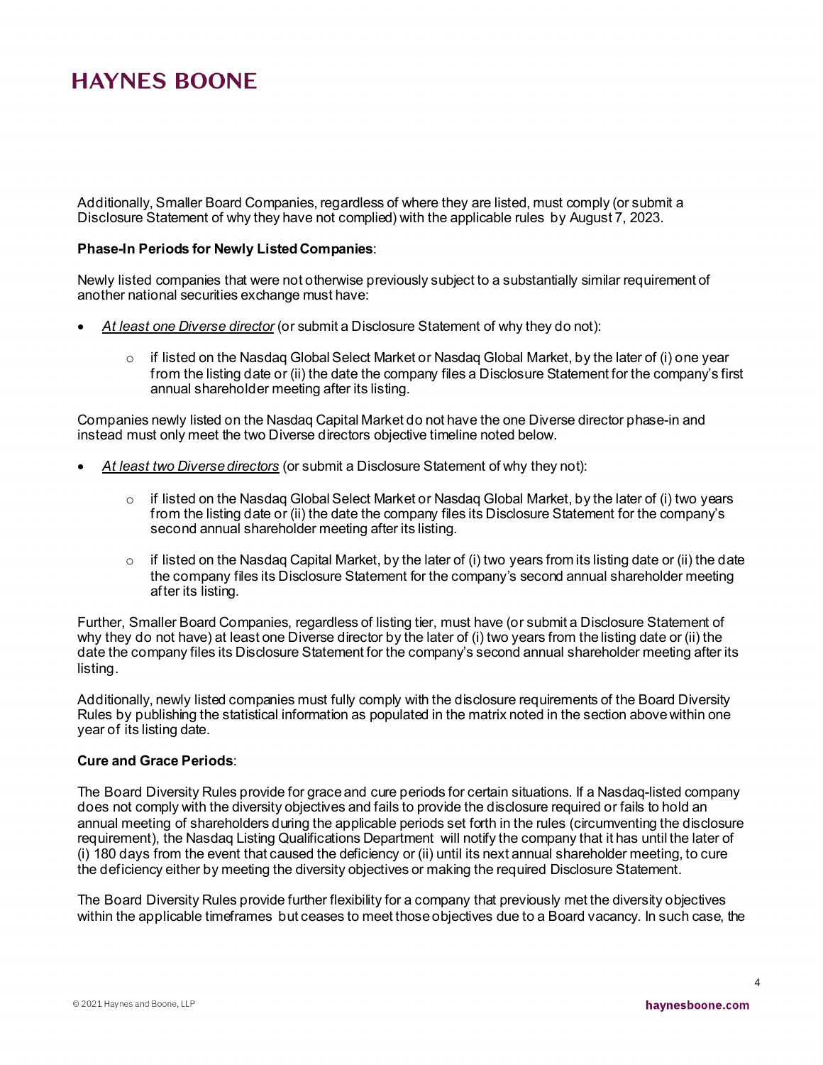Additionally, Smaller Board Companies, regardless of where they are listed, must comply (or submit a Disclosure Statement of why they have not complied) with the applicable rules by August 7, 2023.

**Phase-In Periods for Newly Listed Companies**:

Newly listed companies that were not otherwise previously subject to a substantially similar requirement of another national securities exchange must have:

- *At least one Diverse director* (or submit a Disclosure Statement of why they do not):
  - if listed on the Nasdaq Global Select Market or Nasdaq Global Market, by the later of (i) one year from the listing date or (ii) the date the company files a Disclosure Statement for the company's first annual shareholder meeting after its listing.

Companies newly listed on the Nasdaq Capital Market do not have the one Diverse director phase-in and instead must only meet the two Diverse directors objective timeline noted below.

- *At least two Diverse directors* (or submit a Disclosure Statement of why they not):
  - if listed on the Nasdaq Global Select Market or Nasdaq Global Market, by the later of (i) two years from the listing date or (ii) the date the company files its Disclosure Statement for the company's second annual shareholder meeting after its listing.
  - if listed on the Nasdaq Capital Market, by the later of (i) two years from its listing date or (ii) the date the company files its Disclosure Statement for the company's second annual shareholder meeting after its listing.

Further, Smaller Board Companies, regardless of listing tier, must have (or submit a Disclosure Statement of why they do not have) at least one Diverse director by the later of (i) two years from the listing date or (ii) the date the company files its Disclosure Statement for the company's second annual shareholder meeting after its listing.

Additionally, newly listed companies must fully comply with the disclosure requirements of the Board Diversity Rules by publishing the statistical information as populated in the matrix noted in the section above within one year of its listing date.

**Cure and Grace Periods**:

The Board Diversity Rules provide for grace and cure periods for certain situations. If a Nasdaq-listed company does not comply with the diversity objectives and fails to provide the disclosure required or fails to hold an annual meeting of shareholders during the applicable periods set forth in the rules (circumventing the disclosure requirement), the Nasdaq Listing Qualifications Department will notify the company that it has until the later of (i) 180 days from the event that caused the deficiency or (ii) until its next annual shareholder meeting, to cure the deficiency either by meeting the diversity objectives or making the required Disclosure Statement.

The Board Diversity Rules provide further flexibility for a company that previously met the diversity objectives within the applicable timeframes but ceases to meet those objectives due to a Board vacancy. In such case, the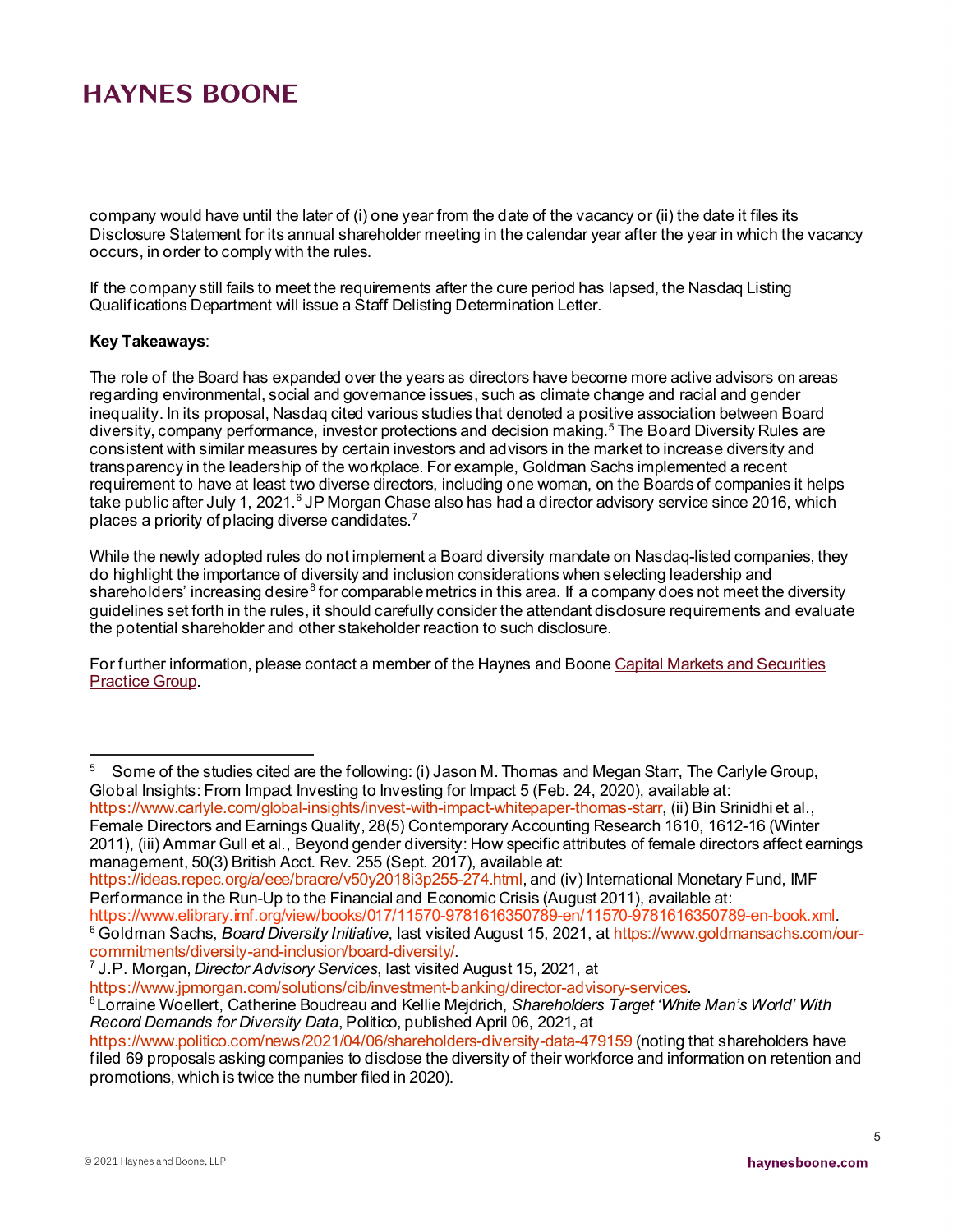company would have until the later of (i) one year from the date of the vacancy or (ii) the date it files its Disclosure Statement for its annual shareholder meeting in the calendar year after the year in which the vacancy occurs, in order to comply with the rules.

If the company still fails to meet the requirements after the cure period has lapsed, the Nasdaq Listing Qualifications Department will issue a Staff Delisting Determination Letter.

**Key Takeaways**:

The role of the Board has expanded over the years as directors have become more active advisors on areas regarding environmental, social and governance issues, such as climate change and racial and gender inequality. In its proposal, Nasdaq cited various studies that denoted a positive association between Board diversity, company performance, investor protections and decision making.[5] The Board Diversity Rules are consistent with similar measures by certain investors and advisors in the market to increase diversity and transparency in the leadership of the workplace. For example, Goldman Sachs implemented a recent requirement to have at least two diverse directors, including one woman, on the Boards of companies it helps take public after July 1, 2021.[6] JP Morgan Chase also has had a director advisory service since 2016, which places a priority of placing diverse candidates.[7]

While the newly adopted rules do not implement a Board diversity mandate on Nasdaq-listed companies, they do highlight the importance of diversity and inclusion considerations when selecting leadership and shareholders' increasing desire[8] for comparable metrics in this area. If a company does not meet the diversity guidelines set forth in the rules, it should carefully consider the attendant disclosure requirements and evaluate the potential shareholder and other stakeholder reaction to such disclosure.

For further information, please contact a member of the Haynes and Boone Capital Markets and Securities Practice Group.

---

[5] Some of the studies cited are the following: (i) Jason M. Thomas and Megan Starr, The Carlyle Group, Global Insights: From Impact Investing to Investing for Impact 5 (Feb. 24, 2020), available at: https://www.carlyle.com/global-insights/invest-with-impact-whitepaper-thomas-starr, (ii) Bin Srinidhi et al., Female Directors and Earnings Quality, 28(5) Contemporary Accounting Research 1610, 1612-16 (Winter 2011), (iii) Ammar Gull et al., Beyond gender diversity: How specific attributes of female directors affect earnings management, 50(3) British Acct. Rev. 255 (Sept. 2017), available at: https://ideas.repec.org/a/eee/bracre/v50y2018i3p255-274.html, and (iv) International Monetary Fund, IMF Performance in the Run-Up to the Financial and Economic Crisis (August 2011), available at: https://www.elibrary.imf.org/view/books/017/11570-9781616350789-en/11570-9781616350789-en-book.xml.

[6] Goldman Sachs, *Board Diversity Initiative*, last visited August 15, 2021, at https://www.goldmansachs.com/our-commitments/diversity-and-inclusion/board-diversity/.

[7] J.P. Morgan, *Director Advisory Services*, last visited August 15, 2021, at https://www.jpmorgan.com/solutions/cib/investment-banking/director-advisory-services.

[8] Lorraine Woellert, Catherine Boudreau and Kellie Mejdrich, *Shareholders Target 'White Man's World' With Record Demands for Diversity Data*, Politico, published April 06, 2021, at https://www.politico.com/news/2021/04/06/shareholders-diversity-data-479159 (noting that shareholders have filed 69 proposals asking companies to disclose the diversity of their workforce and information on retention and promotions, which is twice the number filed in 2020).